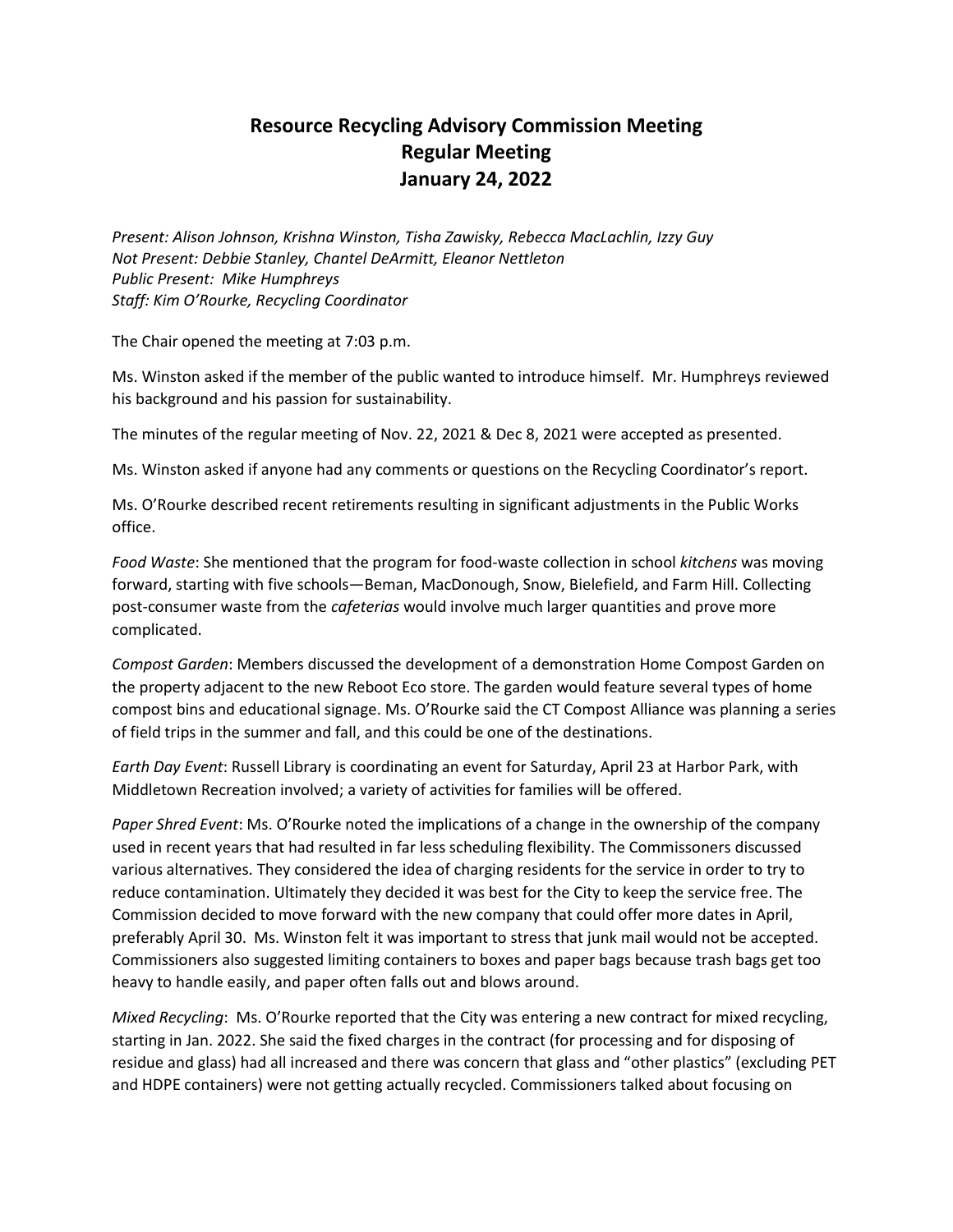# Resource Recycling Advisory Commission Meeting
## Regular Meeting
## January 24, 2022

*Present: Alison Johnson, Krishna Winston, Tisha Zawisky, Rebecca MacLachlin, Izzy Guy*
*Not Present: Debbie Stanley, Chantel DeArmitt, Eleanor Nettleton*
*Public Present: Mike Humphreys*
*Staff: Kim O'Rourke, Recycling Coordinator*

The Chair opened the meeting at 7:03 p.m.

Ms. Winston asked if the member of the public wanted to introduce himself. Mr. Humphreys reviewed his background and his passion for sustainability.

The minutes of the regular meeting of Nov. 22, 2021 & Dec 8, 2021 were accepted as presented.

Ms. Winston asked if anyone had any comments or questions on the Recycling Coordinator's report.

Ms. O'Rourke described recent retirements resulting in significant adjustments in the Public Works office.

*Food Waste*: She mentioned that the program for food-waste collection in school *kitchens* was moving forward, starting with five schools—Beman, MacDonough, Snow, Bielefield, and Farm Hill. Collecting post-consumer waste from the *cafeterias* would involve much larger quantities and prove more complicated.

*Compost Garden*: Members discussed the development of a demonstration Home Compost Garden on the property adjacent to the new Reboot Eco store. The garden would feature several types of home compost bins and educational signage. Ms. O'Rourke said the CT Compost Alliance was planning a series of field trips in the summer and fall, and this could be one of the destinations.

*Earth Day Event*: Russell Library is coordinating an event for Saturday, April 23 at Harbor Park, with Middletown Recreation involved; a variety of activities for families will be offered.

*Paper Shred Event*: Ms. O'Rourke noted the implications of a change in the ownership of the company used in recent years that had resulted in far less scheduling flexibility. The Commissoners discussed various alternatives. They considered the idea of charging residents for the service in order to try to reduce contamination. Ultimately they decided it was best for the City to keep the service free. The Commission decided to move forward with the new company that could offer more dates in April, preferably April 30. Ms. Winston felt it was important to stress that junk mail would not be accepted. Commissioners also suggested limiting containers to boxes and paper bags because trash bags get too heavy to handle easily, and paper often falls out and blows around.

*Mixed Recycling*: Ms. O'Rourke reported that the City was entering a new contract for mixed recycling, starting in Jan. 2022. She said the fixed charges in the contract (for processing and for disposing of residue and glass) had all increased and there was concern that glass and "other plastics" (excluding PET and HDPE containers) were not getting actually recycled. Commissioners talked about focusing on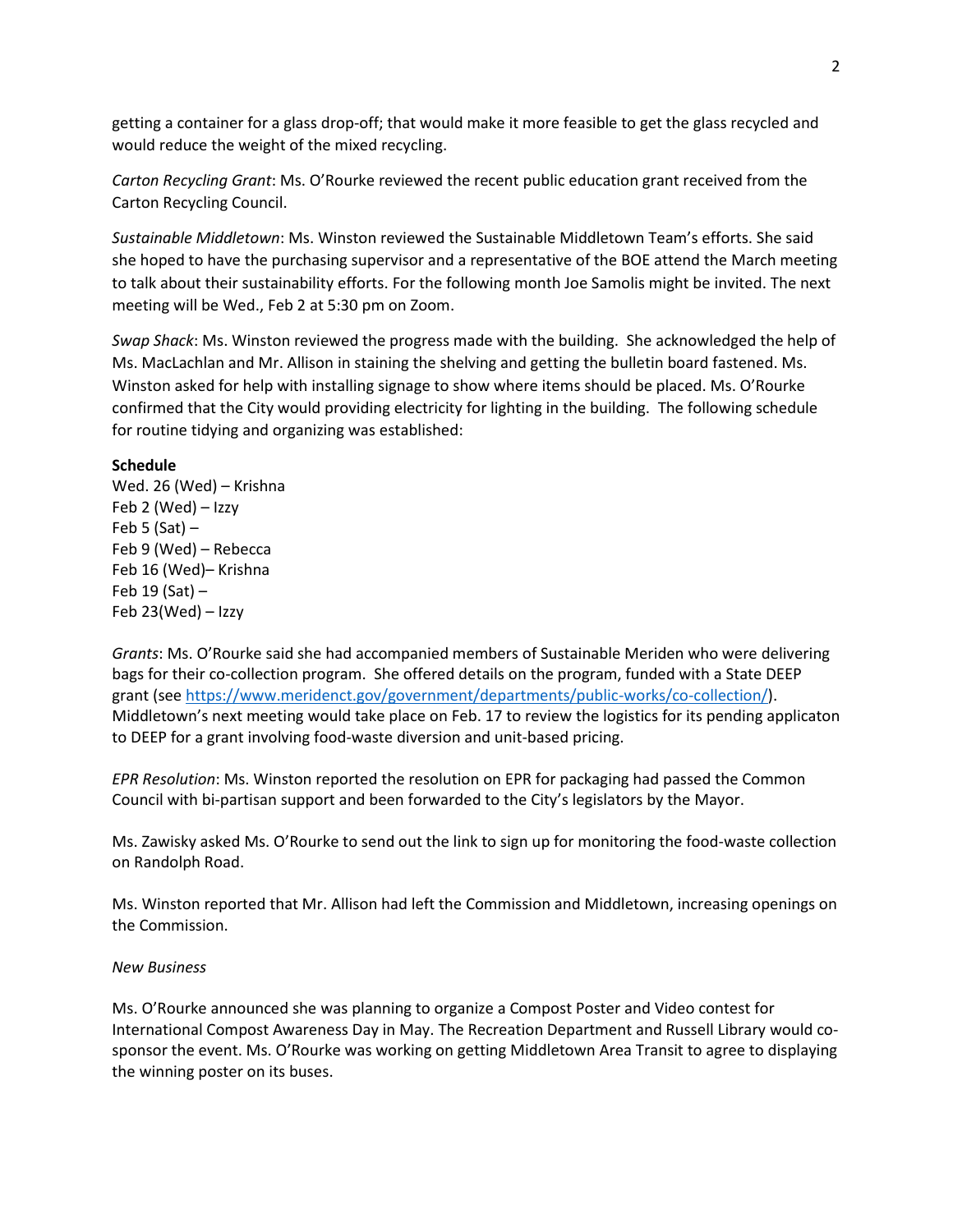getting a container for a glass drop-off; that would make it more feasible to get the glass recycled and would reduce the weight of the mixed recycling.

*Carton Recycling Grant*: Ms. O'Rourke reviewed the recent public education grant received from the Carton Recycling Council.

*Sustainable Middletown*: Ms. Winston reviewed the Sustainable Middletown Team's efforts. She said she hoped to have the purchasing supervisor and a representative of the BOE attend the March meeting to talk about their sustainability efforts. For the following month Joe Samolis might be invited. The next meeting will be Wed., Feb 2 at 5:30 pm on Zoom.

*Swap Shack*: Ms. Winston reviewed the progress made with the building. She acknowledged the help of Ms. MacLachlan and Mr. Allison in staining the shelving and getting the bulletin board fastened. Ms. Winston asked for help with installing signage to show where items should be placed. Ms. O'Rourke confirmed that the City would providing electricity for lighting in the building. The following schedule for routine tidying and organizing was established:

**Schedule**
Wed. 26 (Wed) – Krishna
Feb 2 (Wed) – Izzy
Feb 5 (Sat) –
Feb 9 (Wed) – Rebecca
Feb 16 (Wed)– Krishna
Feb 19 (Sat) –
Feb 23(Wed) – Izzy

*Grants*: Ms. O'Rourke said she had accompanied members of Sustainable Meriden who were delivering bags for their co-collection program. She offered details on the program, funded with a State DEEP grant (see https://www.meridenct.gov/government/departments/public-works/co-collection/). Middletown's next meeting would take place on Feb. 17 to review the logistics for its pending applicaton to DEEP for a grant involving food-waste diversion and unit-based pricing.

*EPR Resolution*: Ms. Winston reported the resolution on EPR for packaging had passed the Common Council with bi-partisan support and been forwarded to the City's legislators by the Mayor.

Ms. Zawisky asked Ms. O'Rourke to send out the link to sign up for monitoring the food-waste collection on Randolph Road.

Ms. Winston reported that Mr. Allison had left the Commission and Middletown, increasing openings on the Commission.

*New Business*

Ms. O'Rourke announced she was planning to organize a Compost Poster and Video contest for International Compost Awareness Day in May. The Recreation Department and Russell Library would co-sponsor the event. Ms. O'Rourke was working on getting Middletown Area Transit to agree to displaying the winning poster on its buses.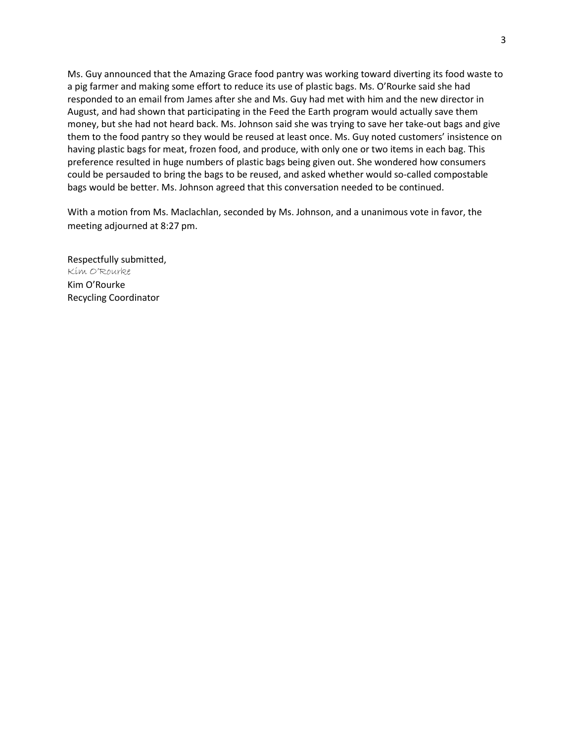Ms. Guy announced that the Amazing Grace food pantry was working toward diverting its food waste to a pig farmer and making some effort to reduce its use of plastic bags. Ms. O'Rourke said she had responded to an email from James after she and Ms. Guy had met with him and the new director in August, and had shown that participating in the Feed the Earth program would actually save them money, but she had not heard back. Ms. Johnson said she was trying to save her take-out bags and give them to the food pantry so they would be reused at least once. Ms. Guy noted customers' insistence on having plastic bags for meat, frozen food, and produce, with only one or two items in each bag. This preference resulted in huge numbers of plastic bags being given out. She wondered how consumers could be persauded to bring the bags to be reused, and asked whether would so-called compostable bags would be better. Ms. Johnson agreed that this conversation needed to be continued.

With a motion from Ms. Maclachlan, seconded by Ms. Johnson, and a unanimous vote in favor, the meeting adjourned at 8:27 pm.

Respectfully submitted,
Kim O'Rourke
Kim O'Rourke
Recycling Coordinator